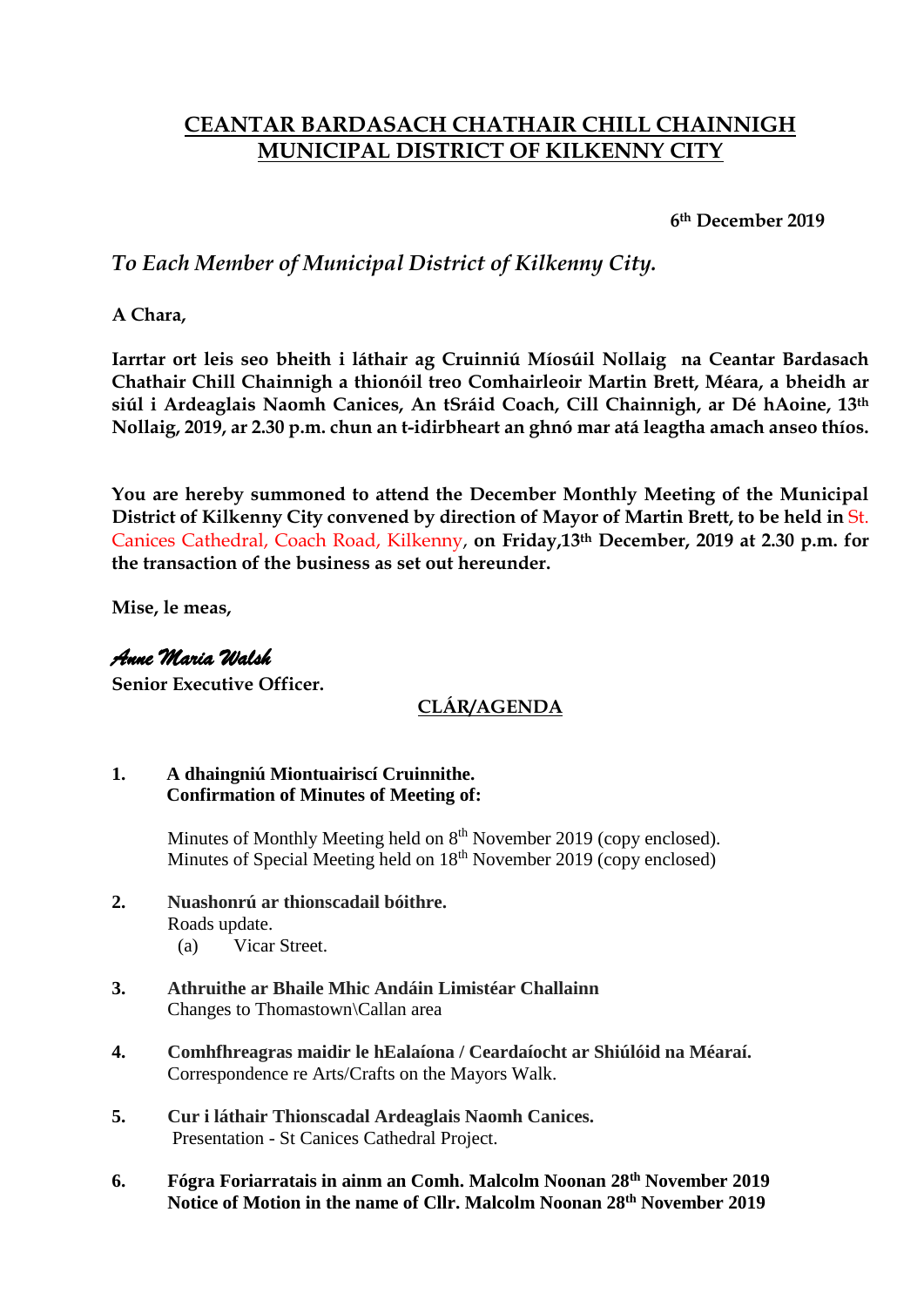# CEANTAR BARDASACH CHATHAIR CHILL CHAINNIGH
# MUNICIPAL DISTRICT OF KILKENNY CITY

**6th December 2019**

*To Each Member of Municipal District of Kilkenny City.*

**A Chara,**

**Iarrtar ort leis seo bheith i láthair ag Cruinniú Míosúil Nollaig na Ceantar Bardasach Chathair Chill Chainnigh a thionóil treo Comhairleoir Martin Brett, Méara, a bheidh ar siúl i Ardeaglais Naomh Canices, An tSráid Coach, Cill Chainnigh, ar Dé hAoine, 13th Nollaig, 2019, ar 2.30 p.m. chun an t-idirbheart an ghnó mar atá leagtha amach anseo thíos.**

**You are hereby summoned to attend the December Monthly Meeting of the Municipal District of Kilkenny City convened by direction of Mayor of Martin Brett, to be held in** St. Canices Cathedral, Coach Road, Kilkenny, **on Friday,13th December, 2019 at 2.30 p.m. for the transaction of the business as set out hereunder.**

**Mise, le meas,**

*Anne Maria Walsh*
**Senior Executive Officer.**

## CLÁR/AGENDA

1. **A dhaingniú Miontuairiscí Cruinnithe.**
   **Confirmation of Minutes of Meeting of:**

   Minutes of Monthly Meeting held on 8th November 2019 (copy enclosed).
   Minutes of Special Meeting held on 18th November 2019 (copy enclosed)

2. **Nuashonrú ar thionscadail bóithre.**
   Roads update.
   (a) Vicar Street.

3. **Athruithe ar Bhaile Mhic Andáin Limistéar Challainn**
   Changes to Thomastown\Callan area

4. **Comhfhreagras maidir le hEalaíona / Ceardaíocht ar Shiúlóid na Méaraí.**
   Correspondence re Arts/Crafts on the Mayors Walk.

5. **Cur i láthair Thionscadal Ardeaglais Naomh Canices.**
   Presentation - St Canices Cathedral Project.

6. **Fógra Foriarratais in ainm an Comh. Malcolm Noonan 28th November 2019**
   **Notice of Motion in the name of Cllr. Malcolm Noonan 28th November 2019**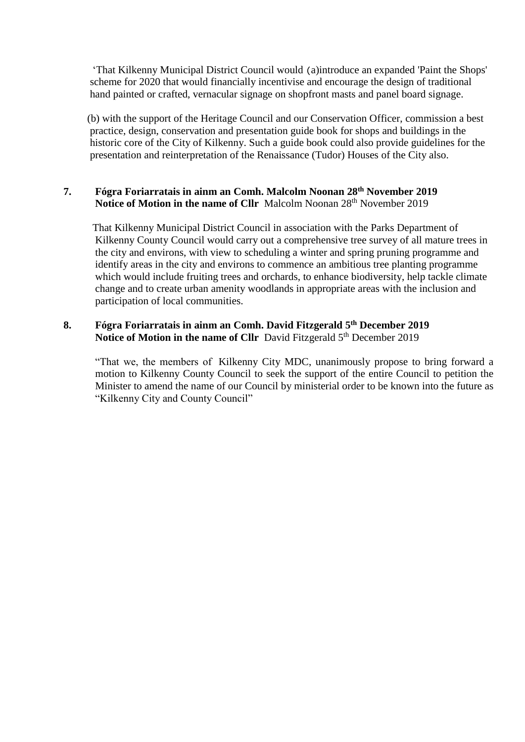'That Kilkenny Municipal District Council would (a)introduce an expanded 'Paint the Shops' scheme for 2020 that would financially incentivise and encourage the design of traditional hand painted or crafted, vernacular signage on shopfront masts and panel board signage.

(b) with the support of the Heritage Council and our Conservation Officer, commission a best practice, design, conservation and presentation guide book for shops and buildings in the historic core of the City of Kilkenny. Such a guide book could also provide guidelines for the presentation and reinterpretation of the Renaissance (Tudor) Houses of the City also.

**7. Fógra Foriarratais in ainm an Comh. Malcolm Noonan 28th November 2019**
**Notice of Motion in the name of Cllr** Malcolm Noonan 28th November 2019

That Kilkenny Municipal District Council in association with the Parks Department of Kilkenny County Council would carry out a comprehensive tree survey of all mature trees in the city and environs, with view to scheduling a winter and spring pruning programme and identify areas in the city and environs to commence an ambitious tree planting programme which would include fruiting trees and orchards, to enhance biodiversity, help tackle climate change and to create urban amenity woodlands in appropriate areas with the inclusion and participation of local communities.

**8. Fógra Foriarratais in ainm an Comh. David Fitzgerald 5th December 2019**
**Notice of Motion in the name of Cllr** David Fitzgerald 5th December 2019

"That we, the members of Kilkenny City MDC, unanimously propose to bring forward a motion to Kilkenny County Council to seek the support of the entire Council to petition the Minister to amend the name of our Council by ministerial order to be known into the future as "Kilkenny City and County Council"